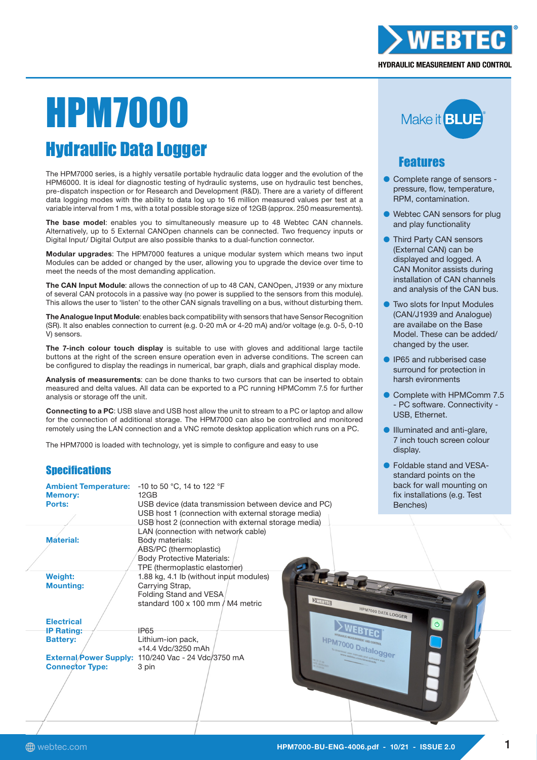# HPM7000

## Hydraulic Data Logger

The HPM7000 series, is a highly versatile portable hydraulic data logger and the evolution of the HPM6000. It is ideal for diagnostic testing of hydraulic systems, use on hydraulic test benches, pre-dispatch inspection or for Research and Development (R&D). There are a variety of different data logging modes with the ability to data log up to 16 million measured values per test at a variable interval from 1 ms, with a total possible storage size of 12GB (approx. 250 measurements).

**The base model**: enables you to simultaneously measure up to 48 Webtec CAN channels. Alternatively, up to 5 External CANOpen channels can be connected. Two frequency inputs or Digital Input/ Digital Output are also possible thanks to a dual-function connector.

**Modular upgrades**: The HPM7000 features a unique modular system which means two input Modules can be added or changed by the user, allowing you to upgrade the device over time to meet the needs of the most demanding application.

**The CAN Input Module**: allows the connection of up to 48 CAN, CANOpen, J1939 or any mixture of several CAN protocols in a passive way (no power is supplied to the sensors from this module). This allows the user to 'listen' to the other CAN signals travelling on a bus, without disturbing them.

**The Analogue Input Module**: enables back compatibility with sensors that have Sensor Recognition (SR). It also enables connection to current (e.g. 0-20 mA or 4-20 mA) and/or voltage (e.g. 0-5, 0-10 V) sensors.

**The 7-inch colour touch display** is suitable to use with gloves and additional large tactile buttons at the right of the screen ensure operation even in adverse conditions. The screen can be configured to display the readings in numerical, bar graph, dials and graphical display mode.

**Analysis of measurements**: can be done thanks to two cursors that can be inserted to obtain measured and delta values. All data can be exported to a PC running HPMComm 7.5 for further analysis or storage off the unit.

**Connecting to a PC**: USB slave and USB host allow the unit to stream to a PC or laptop and allow for the connection of additional storage. The HPM7000 can also be controlled and monitored remotely using the LAN connection and a VNC remote desktop application which runs on a PC.

The HPM7000 is loaded with technology, yet is simple to configure and easy to use

## Features

- Complete range of sensors - pressure, flow, temperature, RPM, contamination.
- Webtec CAN sensors for plug and play functionality
- Third Party CAN sensors (External CAN) can be displayed and logged. A CAN Monitor assists during installation of CAN channels and analysis of the CAN bus.
- Two slots for Input Modules (CAN/J1939 and Analogue) are availabe on the Base Model. These can be added/ changed by the user.
- IP65 and rubberised case surround for protection in harsh evironments
- Complete with HPMComm 7.5 - PC software. Connectivity - USB, Ethernet.
- Illuminated and anti-glare, 7 inch touch screen colour display.
- Foldable stand and VESA-standard points on the back for wall mounting on fix installations (e.g. Test Benches)

## Specifications

**Ambient Temperature:** -10 to 50 °C, 14 to 122 °F

**Memory:** 12GB

**Ports:**
USB device (data transmission between device and PC)
USB host 1 (connection with external storage media)
USB host 2 (connection with external storage media)
LAN (connection with network cable)

**Material:**
Body materials:
ABS/PC (thermoplastic)
Body Protective Materials:
TPE (thermoplastic elastomer)

**Weight:** 1.88 kg, 4.1 lb (without input modules)

**Mounting:**
Carrying Strap,
Folding Stand and VESA standard 100 x 100 mm / M4 metric

**Electrical**

**IP Rating:** IP65

**Battery:**
Lithium-ion pack,
+14.4 Vdc/3250 mAh

**External Power Supply:** 110/240 Vac - 24 Vdc/3750 mA

**Connector Type:** 3 pin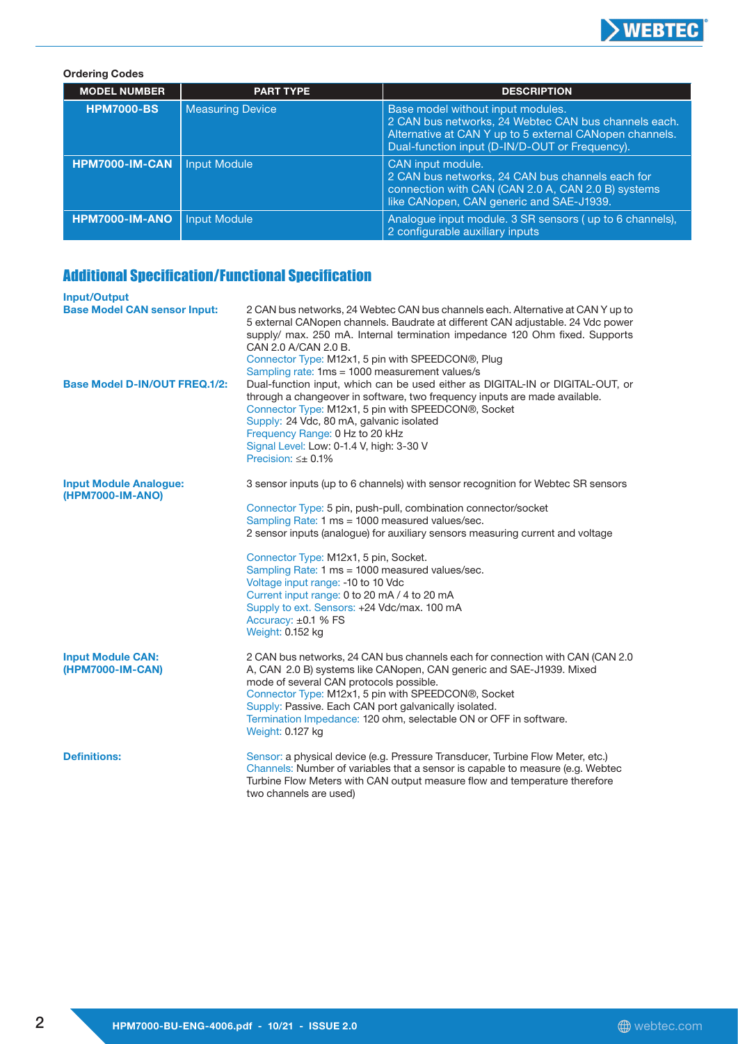**Ordering Codes**

| MODEL NUMBER | PART TYPE | DESCRIPTION |
|---|---|---|
| HPM7000-BS | Measuring Device | Base model without input modules. 2 CAN bus networks, 24 Webtec CAN bus channels each. Alternative at CAN Y up to 5 external CANopen channels. Dual-function input (D-IN/D-OUT or Frequency). |
| HPM7000-IM-CAN | Input Module | CAN input module. 2 CAN bus networks, 24 CAN bus channels each for connection with CAN (CAN 2.0 A, CAN 2.0 B) systems like CANopen, CAN generic and SAE-J1939. |
| HPM7000-IM-ANO | Input Module | Analogue input module. 3 SR sensors ( up to 6 channels), 2 configurable auxiliary inputs |

## Additional Specification/Functional Specification

**Input/Output**

**Base Model CAN sensor Input:**

2 CAN bus networks, 24 Webtec CAN bus channels each. Alternative at CAN Y up to 5 external CANopen channels. Baudrate at different CAN adjustable. 24 Vdc power supply/ max. 250 mA. Internal termination impedance 120 Ohm fixed. Supports CAN 2.0 A/CAN 2.0 B.
Connector Type: M12x1, 5 pin with SPEEDCON®, Plug
Sampling rate: 1ms = 1000 measurement values/s

**Base Model D-IN/OUT FREQ.1/2:**

Dual-function input, which can be used either as DIGITAL-IN or DIGITAL-OUT, or through a changeover in software, two frequency inputs are made available.
Connector Type: M12x1, 5 pin with SPEEDCON®, Socket
Supply: 24 Vdc, 80 mA, galvanic isolated
Frequency Range: 0 Hz to 20 kHz
Signal Level: Low: 0-1.4 V, high: 3-30 V
Precision: ≤± 0.1%

**Input Module Analogue: (HPM7000-IM-ANO)**

3 sensor inputs (up to 6 channels) with sensor recognition for Webtec SR sensors

Connector Type: 5 pin, push-pull, combination connector/socket
Sampling Rate: 1 ms = 1000 measured values/sec.
2 sensor inputs (analogue) for auxiliary sensors measuring current and voltage

Connector Type: M12x1, 5 pin, Socket.
Sampling Rate: 1 ms = 1000 measured values/sec.
Voltage input range: -10 to 10 Vdc
Current input range: 0 to 20 mA / 4 to 20 mA
Supply to ext. Sensors: +24 Vdc/max. 100 mA
Accuracy: ±0.1 % FS
Weight: 0.152 kg

**Input Module CAN: (HPM7000-IM-CAN)**

2 CAN bus networks, 24 CAN bus channels each for connection with CAN (CAN 2.0 A, CAN 2.0 B) systems like CANopen, CAN generic and SAE-J1939. Mixed mode of several CAN protocols possible.
Connector Type: M12x1, 5 pin with SPEEDCON®, Socket
Supply: Passive. Each CAN port galvanically isolated.
Termination Impedance: 120 ohm, selectable ON or OFF in software.
Weight: 0.127 kg

**Definitions:**

Sensor: a physical device (e.g. Pressure Transducer, Turbine Flow Meter, etc.)
Channels: Number of variables that a sensor is capable to measure (e.g. Webtec Turbine Flow Meters with CAN output measure flow and temperature therefore two channels are used)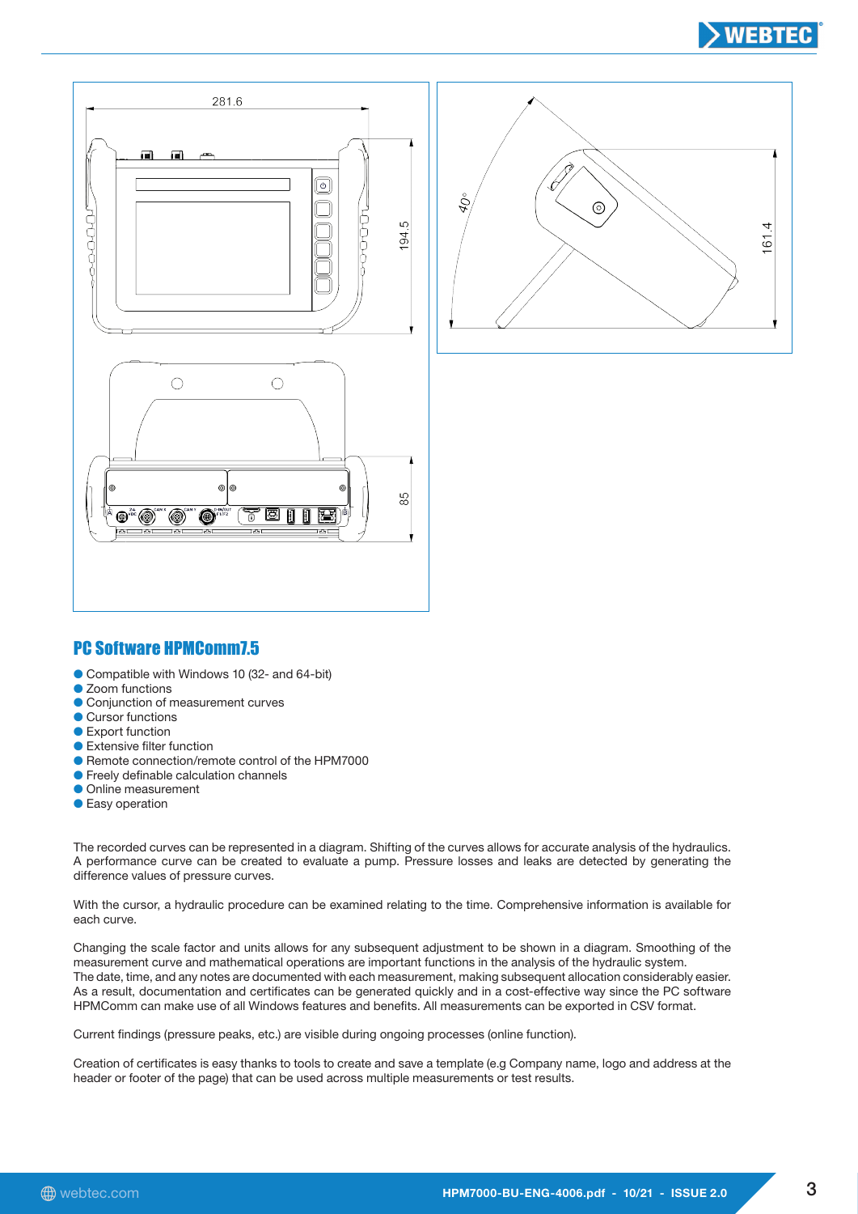281.6

194.5

85

40°

161.4

## PC Software HPMComm7.5

- Compatible with Windows 10 (32- and 64-bit)
- Zoom functions
- Conjunction of measurement curves
- Cursor functions
- Export function
- Extensive filter function
- Remote connection/remote control of the HPM7000
- Freely definable calculation channels
- Online measurement
- Easy operation

The recorded curves can be represented in a diagram. Shifting of the curves allows for accurate analysis of the hydraulics. A performance curve can be created to evaluate a pump. Pressure losses and leaks are detected by generating the difference values of pressure curves.

With the cursor, a hydraulic procedure can be examined relating to the time. Comprehensive information is available for each curve.

Changing the scale factor and units allows for any subsequent adjustment to be shown in a diagram. Smoothing of the measurement curve and mathematical operations are important functions in the analysis of the hydraulic system.
The date, time, and any notes are documented with each measurement, making subsequent allocation considerably easier. As a result, documentation and certificates can be generated quickly and in a cost-effective way since the PC software HPMComm can make use of all Windows features and benefits. All measurements can be exported in CSV format.

Current findings (pressure peaks, etc.) are visible during ongoing processes (online function).

Creation of certificates is easy thanks to tools to create and save a template (e.g Company name, logo and address at the header or footer of the page) that can be used across multiple measurements or test results.